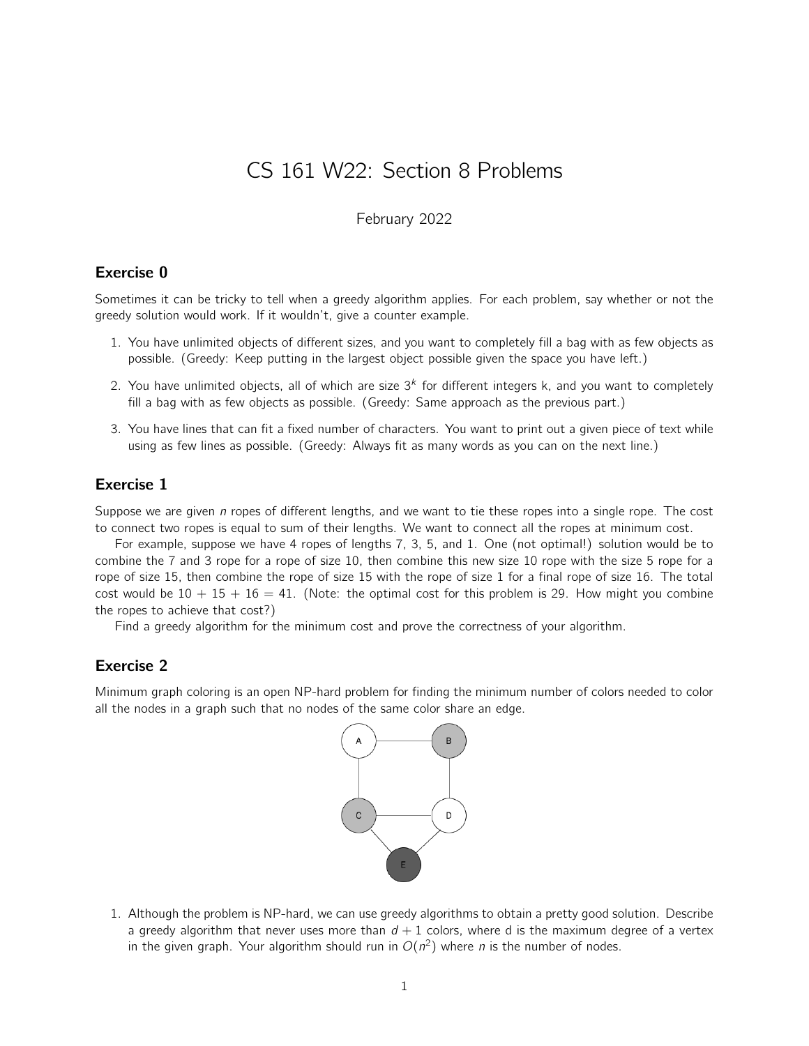# CS 161 W22: Section 8 Problems

February 2022

## Exercise 0

Sometimes it can be tricky to tell when a greedy algorithm applies. For each problem, say whether or not the greedy solution would work. If it wouldn't, give a counter example.

1. You have unlimited objects of different sizes, and you want to completely fill a bag with as few objects as possible. (Greedy: Keep putting in the largest object possible given the space you have left.)
2. You have unlimited objects, all of which are size $3^k$ for different integers k, and you want to completely fill a bag with as few objects as possible. (Greedy: Same approach as the previous part.)
3. You have lines that can fit a fixed number of characters. You want to print out a given piece of text while using as few lines as possible. (Greedy: Always fit as many words as you can on the next line.)

## Exercise 1

Suppose we are given $n$ ropes of different lengths, and we want to tie these ropes into a single rope. The cost to connect two ropes is equal to sum of their lengths. We want to connect all the ropes at minimum cost.

For example, suppose we have 4 ropes of lengths 7, 3, 5, and 1. One (not optimal!) solution would be to combine the 7 and 3 rope for a rope of size 10, then combine this new size 10 rope with the size 5 rope for a rope of size 15, then combine the rope of size 15 with the rope of size 1 for a final rope of size 16. The total cost would be $10 + 15 + 16 = 41$. (Note: the optimal cost for this problem is 29. How might you combine the ropes to achieve that cost?)

Find a greedy algorithm for the minimum cost and prove the correctness of your algorithm.

## Exercise 2

Minimum graph coloring is an open NP-hard problem for finding the minimum number of colors needed to color all the nodes in a graph such that no nodes of the same color share an edge.

1. Although the problem is NP-hard, we can use greedy algorithms to obtain a pretty good solution. Describe a greedy algorithm that never uses more than $d + 1$ colors, where d is the maximum degree of a vertex in the given graph. Your algorithm should run in $O(n^2)$ where $n$ is the number of nodes.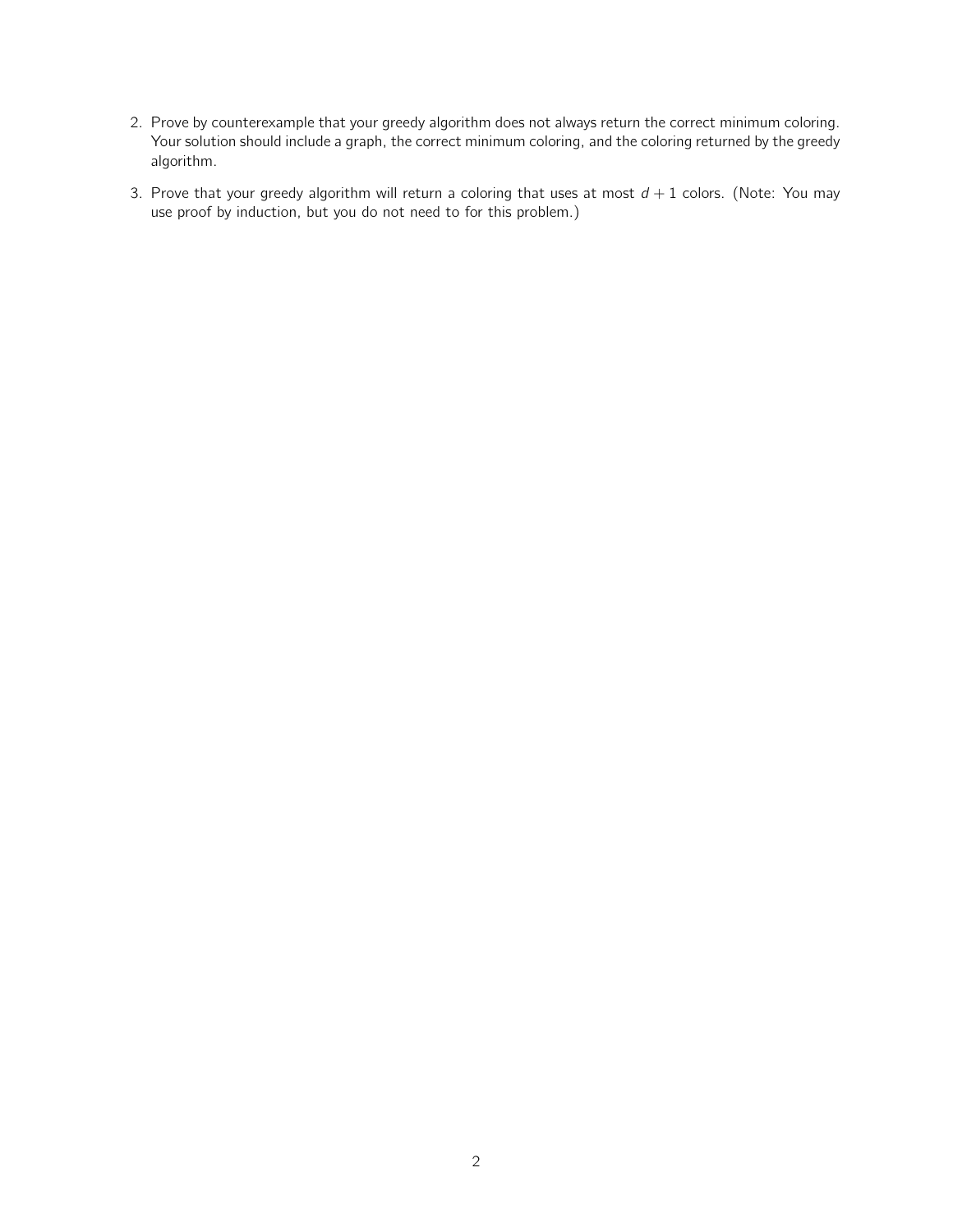2. Prove by counterexample that your greedy algorithm does not always return the correct minimum coloring. Your solution should include a graph, the correct minimum coloring, and the coloring returned by the greedy algorithm.

3. Prove that your greedy algorithm will return a coloring that uses at most $d + 1$ colors. (Note: You may use proof by induction, but you do not need to for this problem.)